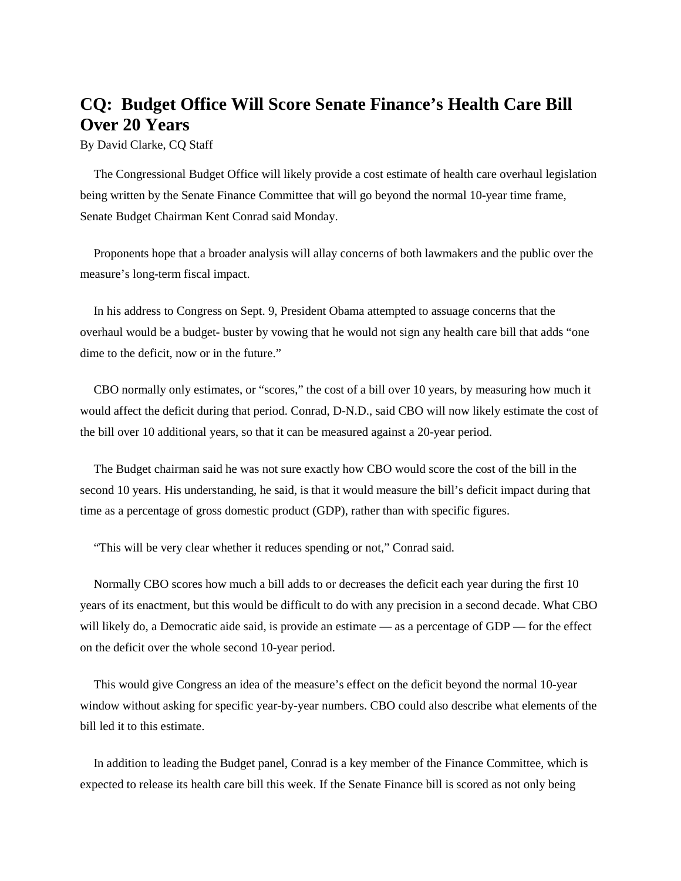# CQ: Budget Office Will Score Senate Finance's Health Care Bill Over 20 Years

By David Clarke, CQ Staff

The Congressional Budget Office will likely provide a cost estimate of health care overhaul legislation being written by the Senate Finance Committee that will go beyond the normal 10-year time frame, Senate Budget Chairman Kent Conrad said Monday.

Proponents hope that a broader analysis will allay concerns of both lawmakers and the public over the measure's long-term fiscal impact.

In his address to Congress on Sept. 9, President Obama attempted to assuage concerns that the overhaul would be a budget- buster by vowing that he would not sign any health care bill that adds "one dime to the deficit, now or in the future."

CBO normally only estimates, or "scores," the cost of a bill over 10 years, by measuring how much it would affect the deficit during that period. Conrad, D-N.D., said CBO will now likely estimate the cost of the bill over 10 additional years, so that it can be measured against a 20-year period.

The Budget chairman said he was not sure exactly how CBO would score the cost of the bill in the second 10 years. His understanding, he said, is that it would measure the bill's deficit impact during that time as a percentage of gross domestic product (GDP), rather than with specific figures.

"This will be very clear whether it reduces spending or not," Conrad said.

Normally CBO scores how much a bill adds to or decreases the deficit each year during the first 10 years of its enactment, but this would be difficult to do with any precision in a second decade. What CBO will likely do, a Democratic aide said, is provide an estimate — as a percentage of GDP — for the effect on the deficit over the whole second 10-year period.

This would give Congress an idea of the measure's effect on the deficit beyond the normal 10-year window without asking for specific year-by-year numbers. CBO could also describe what elements of the bill led it to this estimate.

In addition to leading the Budget panel, Conrad is a key member of the Finance Committee, which is expected to release its health care bill this week. If the Senate Finance bill is scored as not only being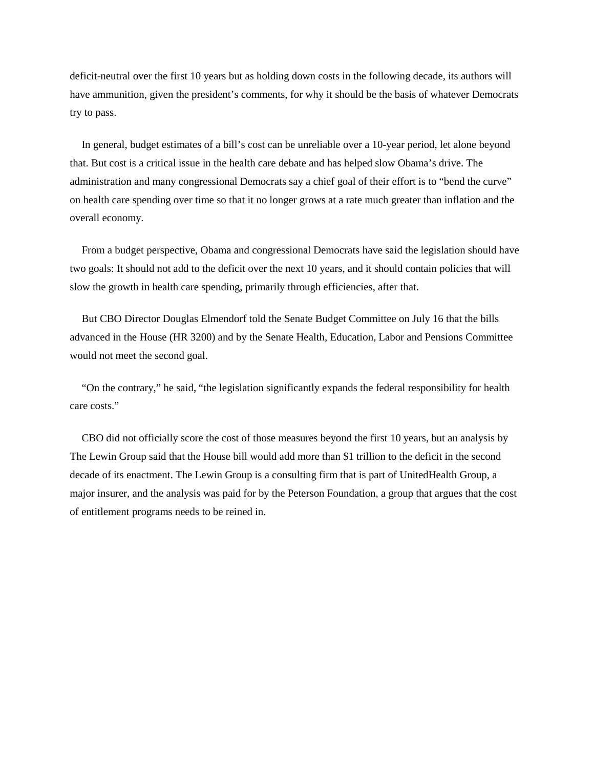deficit-neutral over the first 10 years but as holding down costs in the following decade, its authors will have ammunition, given the president's comments, for why it should be the basis of whatever Democrats try to pass.

In general, budget estimates of a bill's cost can be unreliable over a 10-year period, let alone beyond that. But cost is a critical issue in the health care debate and has helped slow Obama's drive. The administration and many congressional Democrats say a chief goal of their effort is to "bend the curve" on health care spending over time so that it no longer grows at a rate much greater than inflation and the overall economy.

From a budget perspective, Obama and congressional Democrats have said the legislation should have two goals: It should not add to the deficit over the next 10 years, and it should contain policies that will slow the growth in health care spending, primarily through efficiencies, after that.

But CBO Director Douglas Elmendorf told the Senate Budget Committee on July 16 that the bills advanced in the House (HR 3200) and by the Senate Health, Education, Labor and Pensions Committee would not meet the second goal.

"On the contrary," he said, "the legislation significantly expands the federal responsibility for health care costs."

CBO did not officially score the cost of those measures beyond the first 10 years, but an analysis by The Lewin Group said that the House bill would add more than $1 trillion to the deficit in the second decade of its enactment. The Lewin Group is a consulting firm that is part of UnitedHealth Group, a major insurer, and the analysis was paid for by the Peterson Foundation, a group that argues that the cost of entitlement programs needs to be reined in.